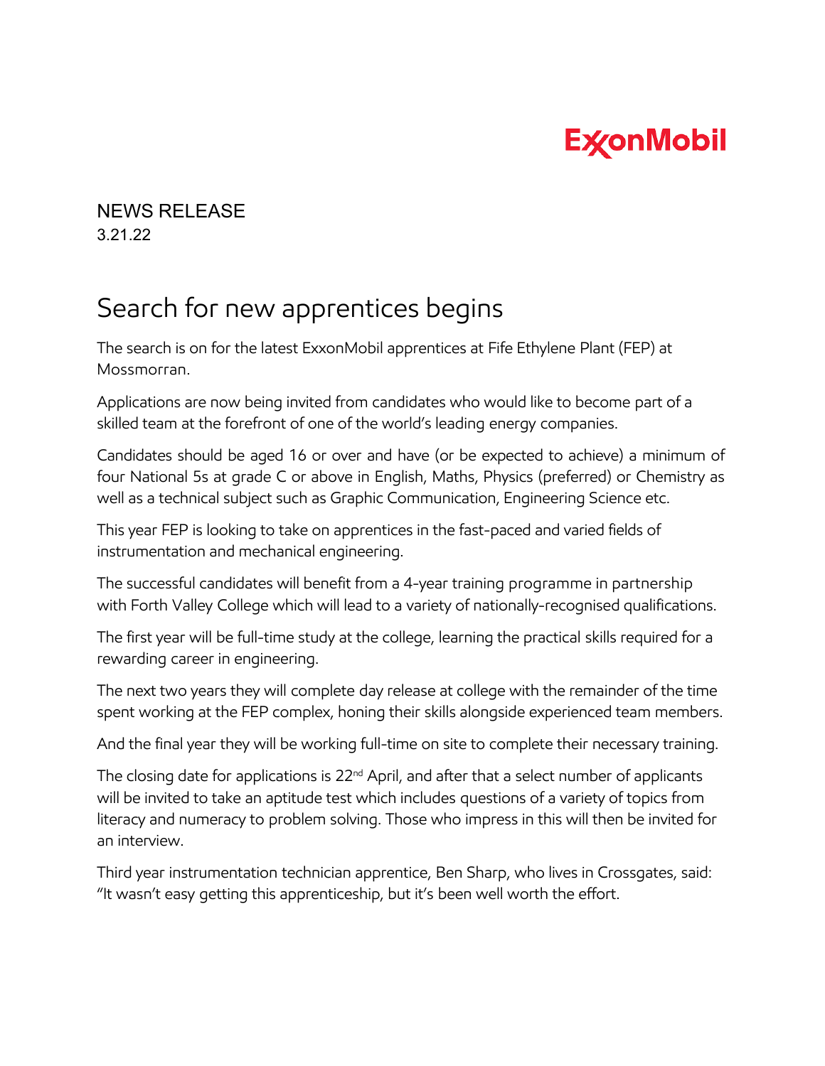ExxonMobil

NEWS RELEASE
3.21.22

# Search for new apprentices begins

The search is on for the latest ExxonMobil apprentices at Fife Ethylene Plant (FEP) at Mossmorran.

Applications are now being invited from candidates who would like to become part of a skilled team at the forefront of one of the world's leading energy companies.

Candidates should be aged 16 or over and have (or be expected to achieve) a minimum of four National 5s at grade C or above in English, Maths, Physics (preferred) or Chemistry as well as a technical subject such as Graphic Communication, Engineering Science etc.

This year FEP is looking to take on apprentices in the fast-paced and varied fields of instrumentation and mechanical engineering.

The successful candidates will benefit from a 4-year training programme in partnership with Forth Valley College which will lead to a variety of nationally-recognised qualifications.

The first year will be full-time study at the college, learning the practical skills required for a rewarding career in engineering.

The next two years they will complete day release at college with the remainder of the time spent working at the FEP complex, honing their skills alongside experienced team members.

And the final year they will be working full-time on site to complete their necessary training.

The closing date for applications is 22nd April, and after that a select number of applicants will be invited to take an aptitude test which includes questions of a variety of topics from literacy and numeracy to problem solving. Those who impress in this will then be invited for an interview.

Third year instrumentation technician apprentice, Ben Sharp, who lives in Crossgates, said: "It wasn't easy getting this apprenticeship, but it's been well worth the effort.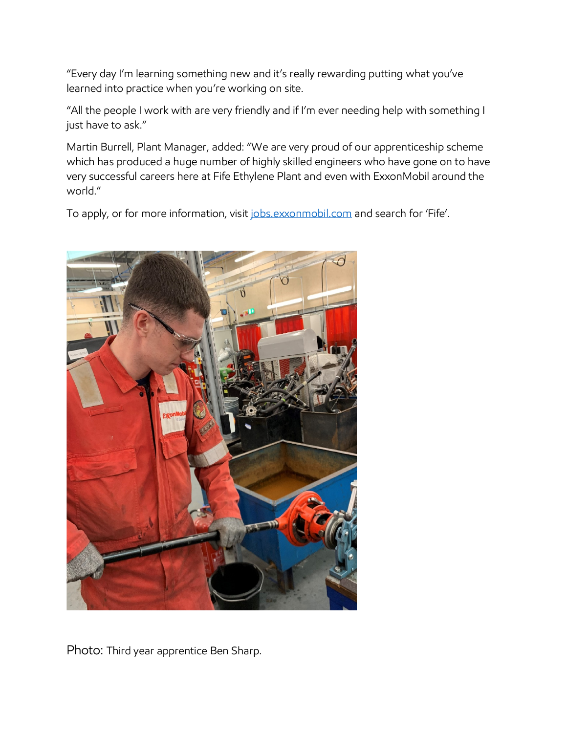"Every day I'm learning something new and it's really rewarding putting what you've learned into practice when you're working on site.

"All the people I work with are very friendly and if I'm ever needing help with something I just have to ask."

Martin Burrell, Plant Manager, added: "We are very proud of our apprenticeship scheme which has produced a huge number of highly skilled engineers who have gone on to have very successful careers here at Fife Ethylene Plant and even with ExxonMobil around the world."

To apply, or for more information, visit [jobs.exxonmobil.com](jobs.exxonmobil.com) and search for 'Fife'.

Photo: Third year apprentice Ben Sharp.